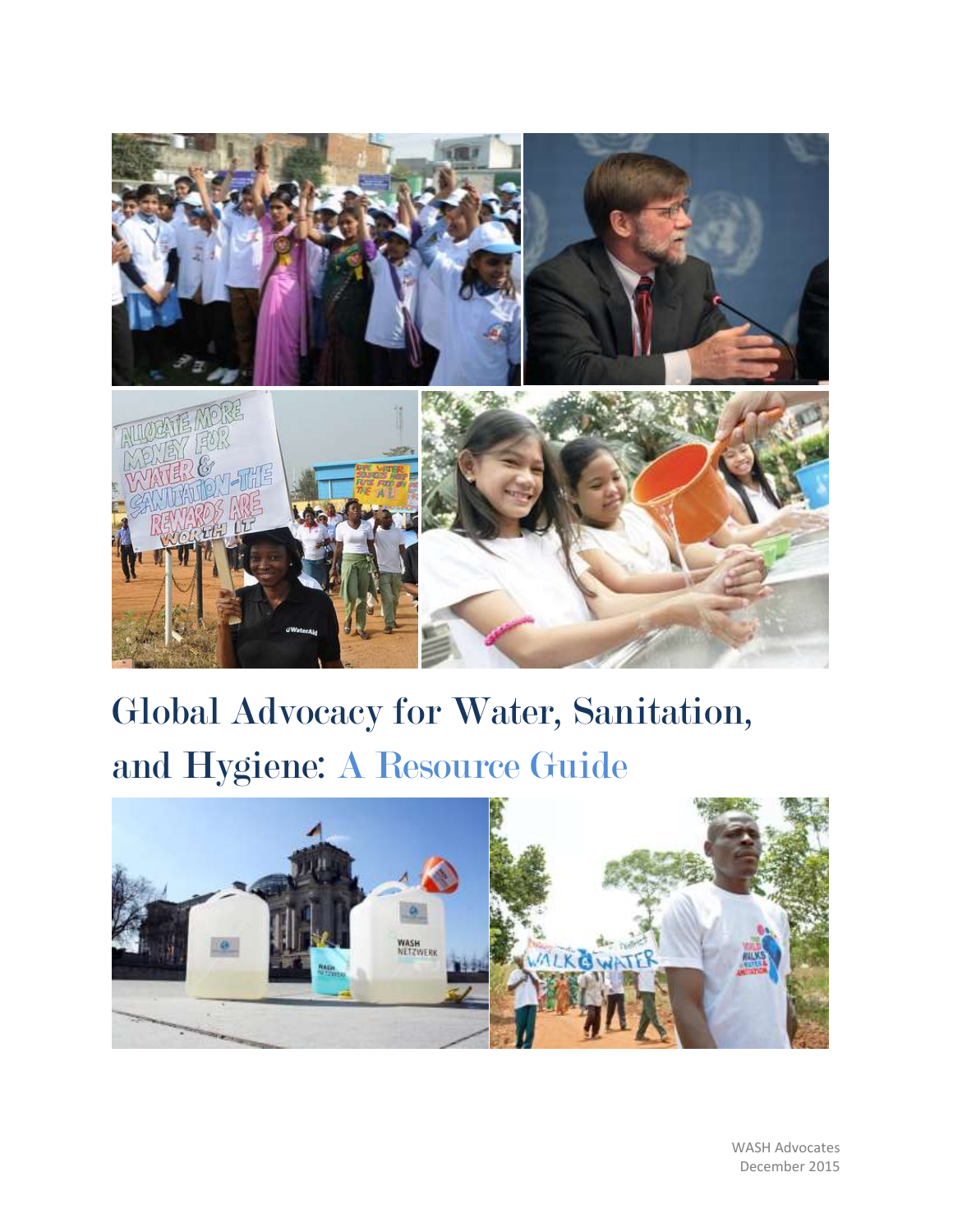# Global Advocacy for Water, Sanitation, and Hygiene: A Resource Guide

WASH Advocates
December 2015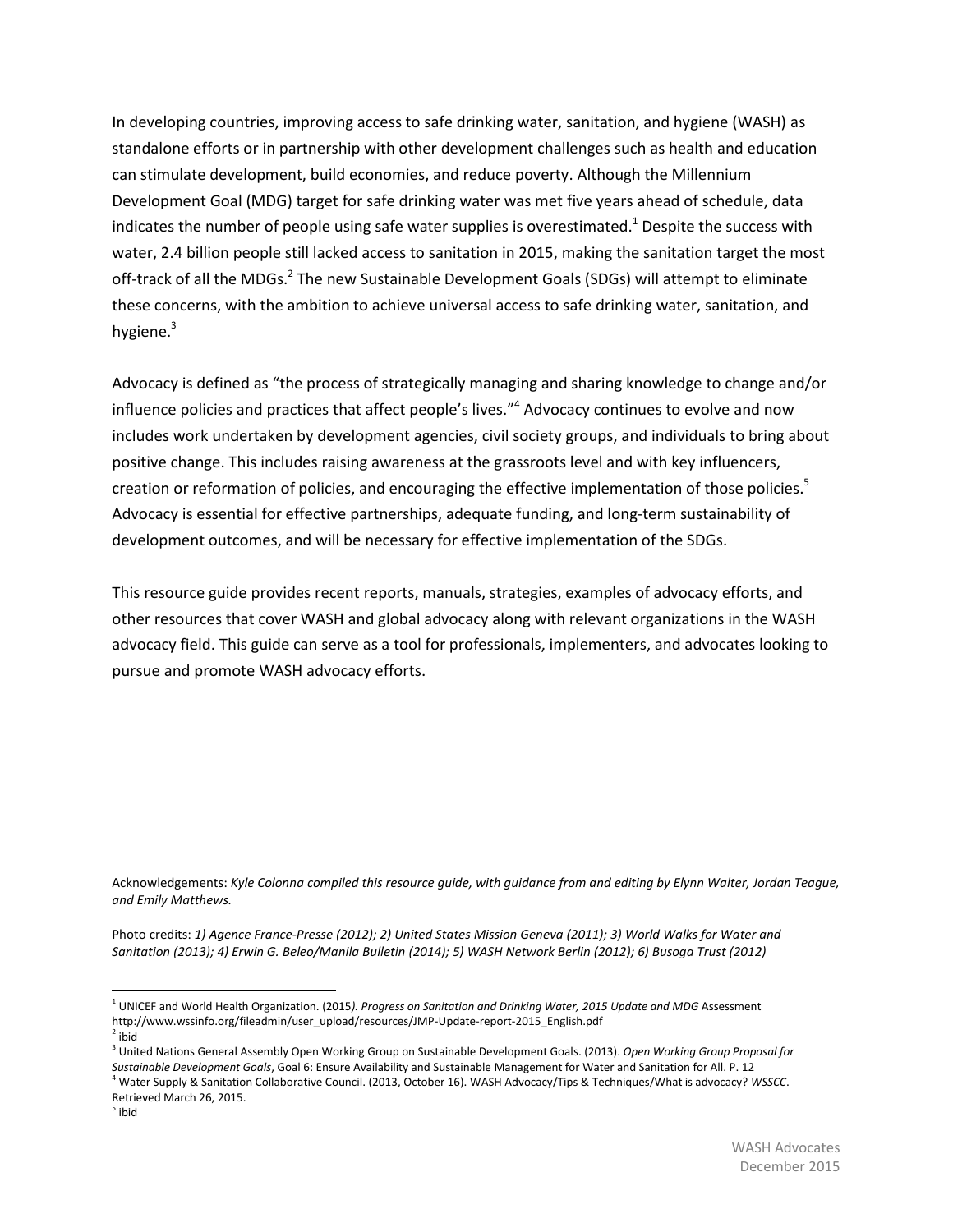In developing countries, improving access to safe drinking water, sanitation, and hygiene (WASH) as standalone efforts or in partnership with other development challenges such as health and education can stimulate development, build economies, and reduce poverty. Although the Millennium Development Goal (MDG) target for safe drinking water was met five years ahead of schedule, data indicates the number of people using safe water supplies is overestimated.[1] Despite the success with water, 2.4 billion people still lacked access to sanitation in 2015, making the sanitation target the most off-track of all the MDGs.[2] The new Sustainable Development Goals (SDGs) will attempt to eliminate these concerns, with the ambition to achieve universal access to safe drinking water, sanitation, and hygiene.[3]

Advocacy is defined as "the process of strategically managing and sharing knowledge to change and/or influence policies and practices that affect people's lives."[4] Advocacy continues to evolve and now includes work undertaken by development agencies, civil society groups, and individuals to bring about positive change. This includes raising awareness at the grassroots level and with key influencers, creation or reformation of policies, and encouraging the effective implementation of those policies.[5] Advocacy is essential for effective partnerships, adequate funding, and long-term sustainability of development outcomes, and will be necessary for effective implementation of the SDGs.

This resource guide provides recent reports, manuals, strategies, examples of advocacy efforts, and other resources that cover WASH and global advocacy along with relevant organizations in the WASH advocacy field. This guide can serve as a tool for professionals, implementers, and advocates looking to pursue and promote WASH advocacy efforts.

Acknowledgements: *Kyle Colonna compiled this resource guide, with guidance from and editing by Elynn Walter, Jordan Teague, and Emily Matthews.*

Photo credits: *1) Agence France-Presse (2012); 2) United States Mission Geneva (2011); 3) World Walks for Water and Sanitation (2013); 4) Erwin G. Beleo/Manila Bulletin (2014); 5) WASH Network Berlin (2012); 6) Busoga Trust (2012)*

---

[1] UNICEF and World Health Organization. (2015*). Progress on Sanitation and Drinking Water, 2015 Update and MDG* Assessment http://www.wssinfo.org/fileadmin/user_upload/resources/JMP-Update-report-2015_English.pdf

[2] ibid

[3] United Nations General Assembly Open Working Group on Sustainable Development Goals. (2013). *Open Working Group Proposal for Sustainable Development Goals*, Goal 6: Ensure Availability and Sustainable Management for Water and Sanitation for All. P. 12

[4] Water Supply & Sanitation Collaborative Council. (2013, October 16). WASH Advocacy/Tips & Techniques/What is advocacy? *WSSCC*. Retrieved March 26, 2015.

[5] ibid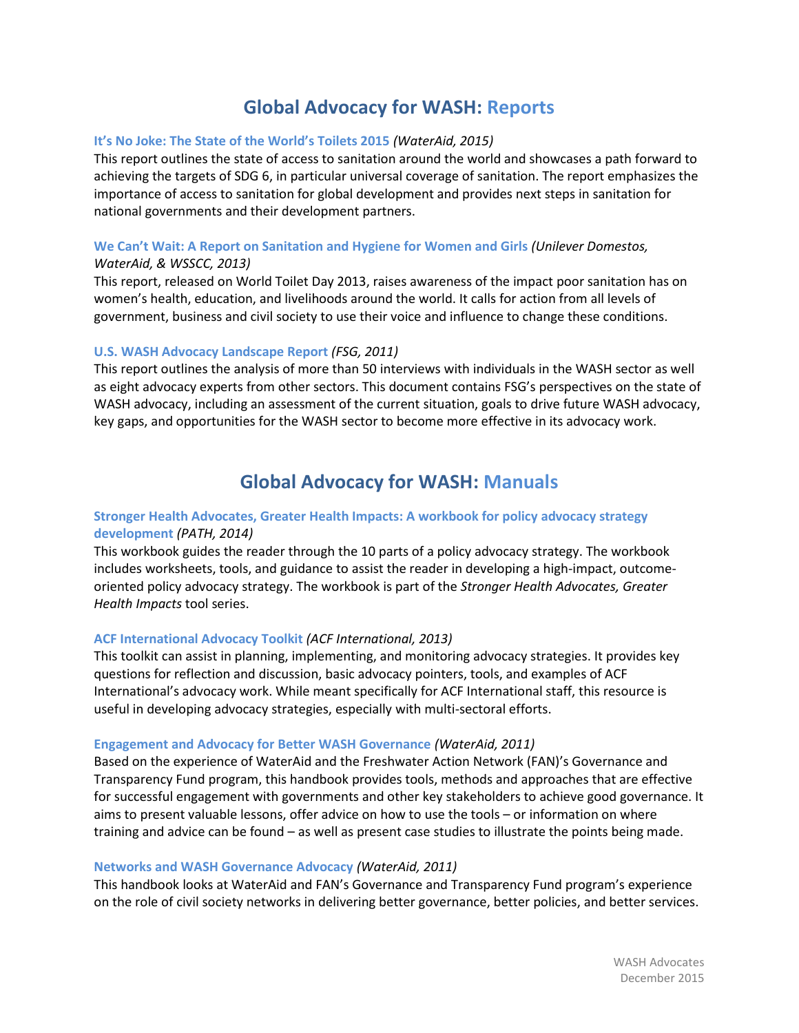# Global Advocacy for WASH: Reports

**It's No Joke: The State of the World's Toilets 2015** *(WaterAid, 2015)*
This report outlines the state of access to sanitation around the world and showcases a path forward to achieving the targets of SDG 6, in particular universal coverage of sanitation. The report emphasizes the importance of access to sanitation for global development and provides next steps in sanitation for national governments and their development partners.

**We Can't Wait: A Report on Sanitation and Hygiene for Women and Girls** *(Unilever Domestos, WaterAid, & WSSCC, 2013)*
This report, released on World Toilet Day 2013, raises awareness of the impact poor sanitation has on women's health, education, and livelihoods around the world. It calls for action from all levels of government, business and civil society to use their voice and influence to change these conditions.

**U.S. WASH Advocacy Landscape Report** *(FSG, 2011)*
This report outlines the analysis of more than 50 interviews with individuals in the WASH sector as well as eight advocacy experts from other sectors. This document contains FSG's perspectives on the state of WASH advocacy, including an assessment of the current situation, goals to drive future WASH advocacy, key gaps, and opportunities for the WASH sector to become more effective in its advocacy work.

# Global Advocacy for WASH: Manuals

**Stronger Health Advocates, Greater Health Impacts: A workbook for policy advocacy strategy development** *(PATH, 2014)*
This workbook guides the reader through the 10 parts of a policy advocacy strategy. The workbook includes worksheets, tools, and guidance to assist the reader in developing a high-impact, outcome-oriented policy advocacy strategy. The workbook is part of the *Stronger Health Advocates, Greater Health Impacts* tool series.

**ACF International Advocacy Toolkit** *(ACF International, 2013)*
This toolkit can assist in planning, implementing, and monitoring advocacy strategies. It provides key questions for reflection and discussion, basic advocacy pointers, tools, and examples of ACF International's advocacy work. While meant specifically for ACF International staff, this resource is useful in developing advocacy strategies, especially with multi-sectoral efforts.

**Engagement and Advocacy for Better WASH Governance** *(WaterAid, 2011)*
Based on the experience of WaterAid and the Freshwater Action Network (FAN)'s Governance and Transparency Fund program, this handbook provides tools, methods and approaches that are effective for successful engagement with governments and other key stakeholders to achieve good governance. It aims to present valuable lessons, offer advice on how to use the tools – or information on where training and advice can be found – as well as present case studies to illustrate the points being made.

**Networks and WASH Governance Advocacy** *(WaterAid, 2011)*
This handbook looks at WaterAid and FAN's Governance and Transparency Fund program's experience on the role of civil society networks in delivering better governance, better policies, and better services.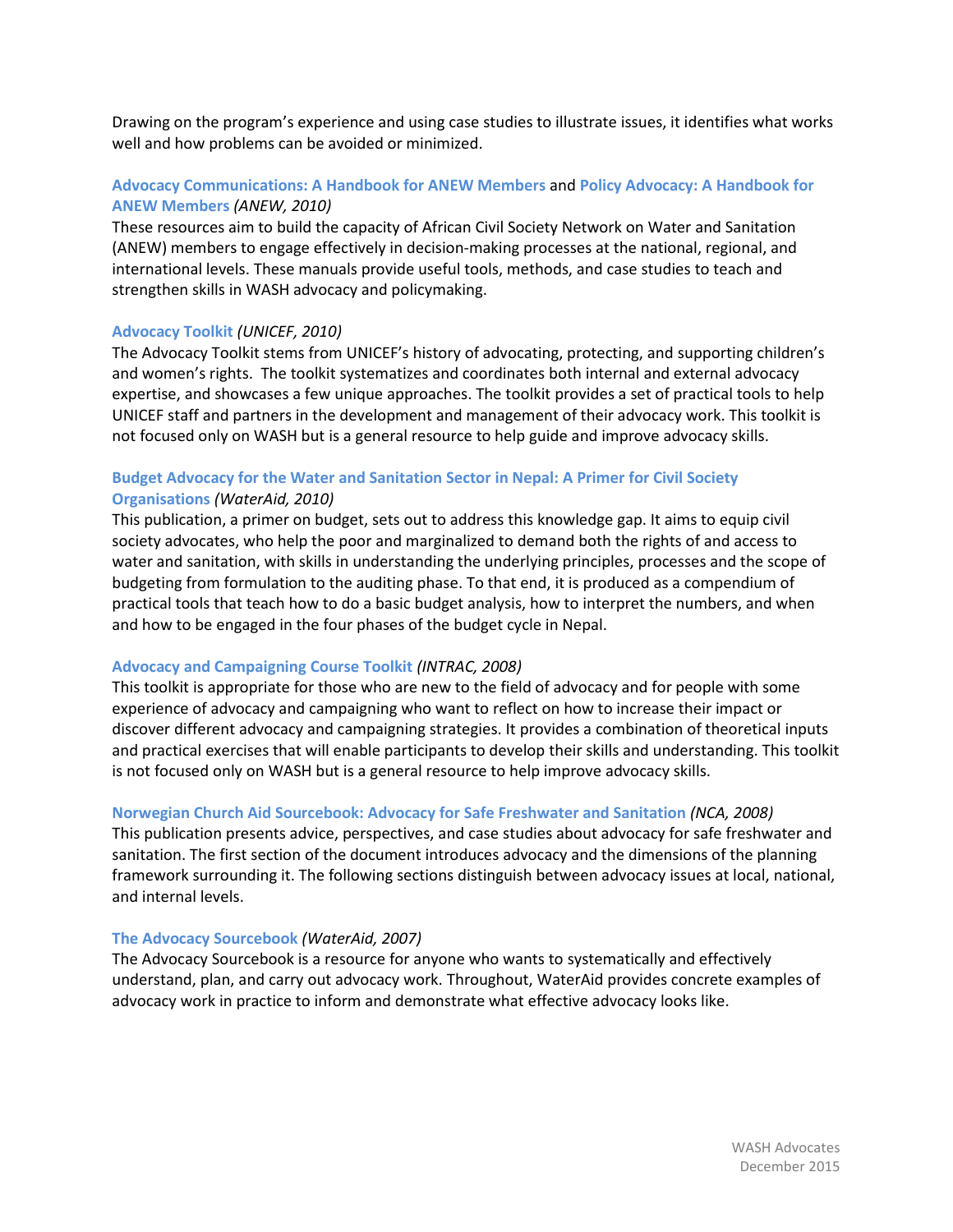Drawing on the program's experience and using case studies to illustrate issues, it identifies what works well and how problems can be avoided or minimized.

**Advocacy Communications: A Handbook for ANEW Members** and **Policy Advocacy: A Handbook for ANEW Members** *(ANEW, 2010)*
These resources aim to build the capacity of African Civil Society Network on Water and Sanitation (ANEW) members to engage effectively in decision-making processes at the national, regional, and international levels. These manuals provide useful tools, methods, and case studies to teach and strengthen skills in WASH advocacy and policymaking.

**Advocacy Toolkit** *(UNICEF, 2010)*
The Advocacy Toolkit stems from UNICEF's history of advocating, protecting, and supporting children's and women's rights. The toolkit systematizes and coordinates both internal and external advocacy expertise, and showcases a few unique approaches. The toolkit provides a set of practical tools to help UNICEF staff and partners in the development and management of their advocacy work. This toolkit is not focused only on WASH but is a general resource to help guide and improve advocacy skills.

**Budget Advocacy for the Water and Sanitation Sector in Nepal: A Primer for Civil Society Organisations** *(WaterAid, 2010)*
This publication, a primer on budget, sets out to address this knowledge gap. It aims to equip civil society advocates, who help the poor and marginalized to demand both the rights of and access to water and sanitation, with skills in understanding the underlying principles, processes and the scope of budgeting from formulation to the auditing phase. To that end, it is produced as a compendium of practical tools that teach how to do a basic budget analysis, how to interpret the numbers, and when and how to be engaged in the four phases of the budget cycle in Nepal.

**Advocacy and Campaigning Course Toolkit** *(INTRAC, 2008)*
This toolkit is appropriate for those who are new to the field of advocacy and for people with some experience of advocacy and campaigning who want to reflect on how to increase their impact or discover different advocacy and campaigning strategies. It provides a combination of theoretical inputs and practical exercises that will enable participants to develop their skills and understanding. This toolkit is not focused only on WASH but is a general resource to help improve advocacy skills.

**Norwegian Church Aid Sourcebook: Advocacy for Safe Freshwater and Sanitation** *(NCA, 2008)*
This publication presents advice, perspectives, and case studies about advocacy for safe freshwater and sanitation. The first section of the document introduces advocacy and the dimensions of the planning framework surrounding it. The following sections distinguish between advocacy issues at local, national, and internal levels.

**The Advocacy Sourcebook** *(WaterAid, 2007)*
The Advocacy Sourcebook is a resource for anyone who wants to systematically and effectively understand, plan, and carry out advocacy work. Throughout, WaterAid provides concrete examples of advocacy work in practice to inform and demonstrate what effective advocacy looks like.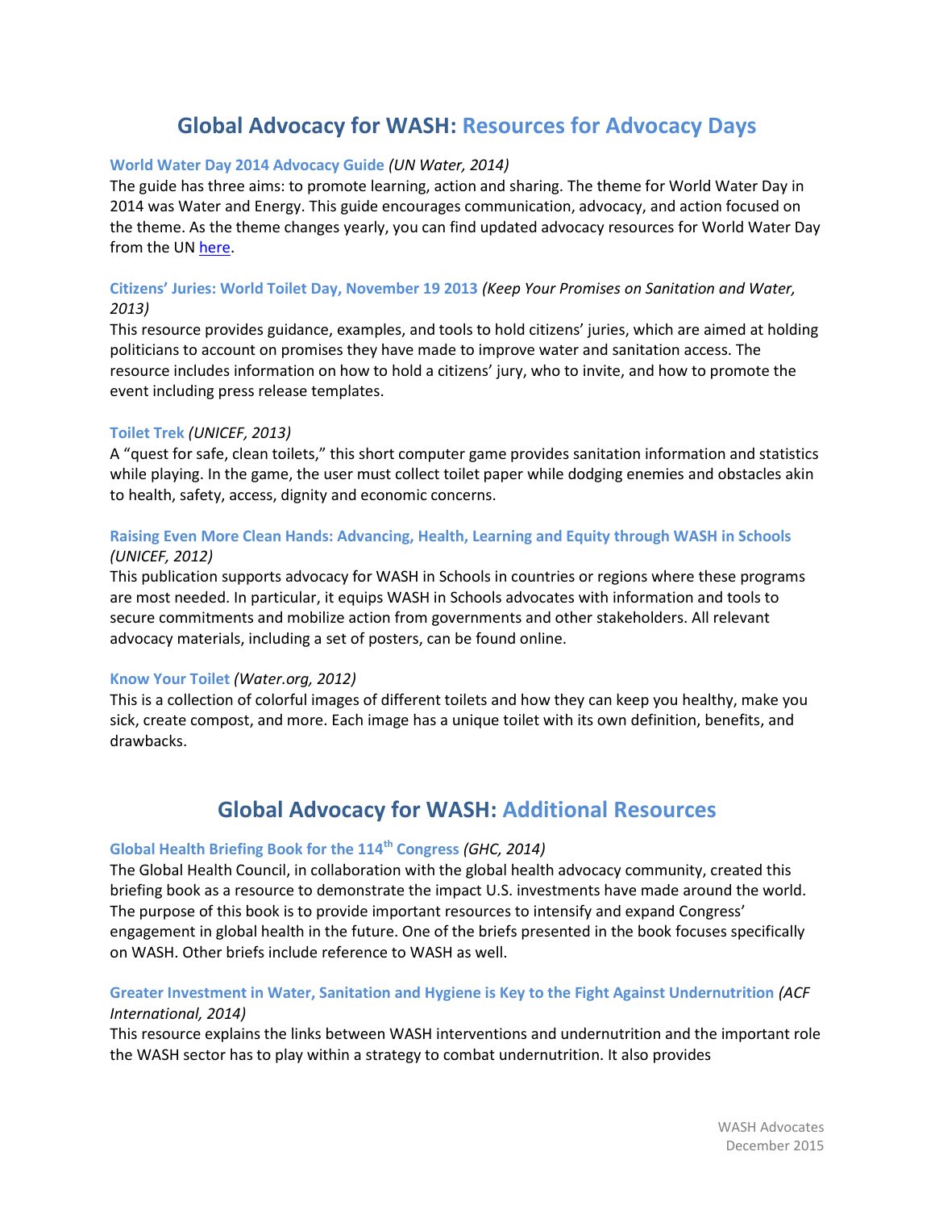## Global Advocacy for WASH: Resources for Advocacy Days

**World Water Day 2014 Advocacy Guide** *(UN Water, 2014)*
The guide has three aims: to promote learning, action and sharing. The theme for World Water Day in 2014 was Water and Energy. This guide encourages communication, advocacy, and action focused on the theme. As the theme changes yearly, you can find updated advocacy resources for World Water Day from the UN here.

**Citizens' Juries: World Toilet Day, November 19 2013** *(Keep Your Promises on Sanitation and Water, 2013)*
This resource provides guidance, examples, and tools to hold citizens' juries, which are aimed at holding politicians to account on promises they have made to improve water and sanitation access. The resource includes information on how to hold a citizens' jury, who to invite, and how to promote the event including press release templates.

**Toilet Trek** *(UNICEF, 2013)*
A "quest for safe, clean toilets," this short computer game provides sanitation information and statistics while playing. In the game, the user must collect toilet paper while dodging enemies and obstacles akin to health, safety, access, dignity and economic concerns.

**Raising Even More Clean Hands: Advancing, Health, Learning and Equity through WASH in Schools** *(UNICEF, 2012)*
This publication supports advocacy for WASH in Schools in countries or regions where these programs are most needed. In particular, it equips WASH in Schools advocates with information and tools to secure commitments and mobilize action from governments and other stakeholders. All relevant advocacy materials, including a set of posters, can be found online.

**Know Your Toilet** *(Water.org, 2012)*
This is a collection of colorful images of different toilets and how they can keep you healthy, make you sick, create compost, and more. Each image has a unique toilet with its own definition, benefits, and drawbacks.

## Global Advocacy for WASH: Additional Resources

**Global Health Briefing Book for the 114th Congress** *(GHC, 2014)*
The Global Health Council, in collaboration with the global health advocacy community, created this briefing book as a resource to demonstrate the impact U.S. investments have made around the world. The purpose of this book is to provide important resources to intensify and expand Congress' engagement in global health in the future. One of the briefs presented in the book focuses specifically on WASH. Other briefs include reference to WASH as well.

**Greater Investment in Water, Sanitation and Hygiene is Key to the Fight Against Undernutrition** *(ACF International, 2014)*
This resource explains the links between WASH interventions and undernutrition and the important role the WASH sector has to play within a strategy to combat undernutrition. It also provides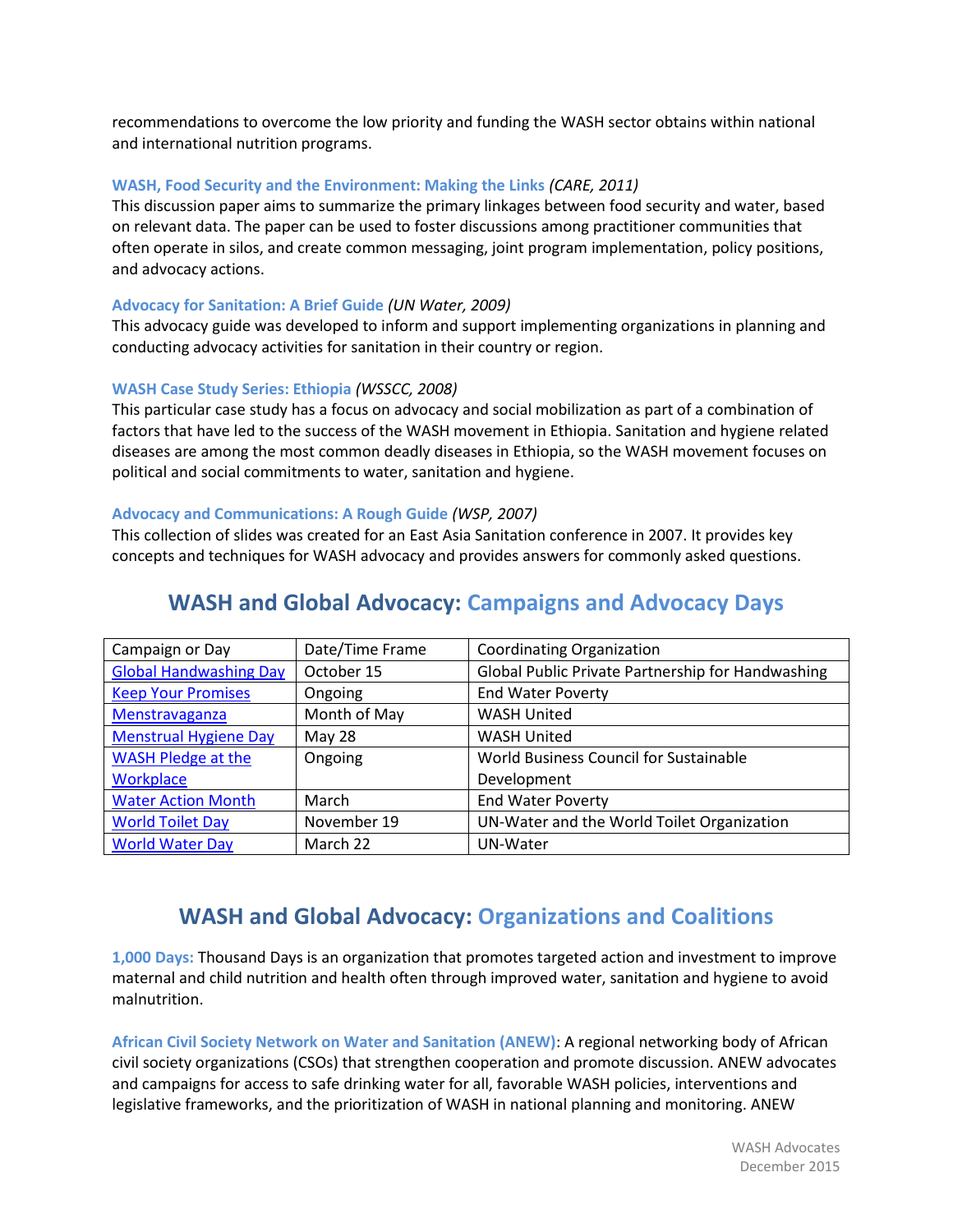recommendations to overcome the low priority and funding the WASH sector obtains within national and international nutrition programs.

**WASH, Food Security and the Environment: Making the Links** *(CARE, 2011)*
This discussion paper aims to summarize the primary linkages between food security and water, based on relevant data. The paper can be used to foster discussions among practitioner communities that often operate in silos, and create common messaging, joint program implementation, policy positions, and advocacy actions.

**Advocacy for Sanitation: A Brief Guide** *(UN Water, 2009)*
This advocacy guide was developed to inform and support implementing organizations in planning and conducting advocacy activities for sanitation in their country or region.

**WASH Case Study Series: Ethiopia** *(WSSCC, 2008)*
This particular case study has a focus on advocacy and social mobilization as part of a combination of factors that have led to the success of the WASH movement in Ethiopia. Sanitation and hygiene related diseases are among the most common deadly diseases in Ethiopia, so the WASH movement focuses on political and social commitments to water, sanitation and hygiene.

**Advocacy and Communications: A Rough Guide** *(WSP, 2007)*
This collection of slides was created for an East Asia Sanitation conference in 2007. It provides key concepts and techniques for WASH advocacy and provides answers for commonly asked questions.

## WASH and Global Advocacy: Campaigns and Advocacy Days

| Campaign or Day | Date/Time Frame | Coordinating Organization |
|---|---|---|
| Global Handwashing Day | October 15 | Global Public Private Partnership for Handwashing |
| Keep Your Promises | Ongoing | End Water Poverty |
| Menstravaganza | Month of May | WASH United |
| Menstrual Hygiene Day | May 28 | WASH United |
| WASH Pledge at the Workplace | Ongoing | World Business Council for Sustainable Development |
| Water Action Month | March | End Water Poverty |
| World Toilet Day | November 19 | UN-Water and the World Toilet Organization |
| World Water Day | March 22 | UN-Water |

## WASH and Global Advocacy: Organizations and Coalitions

**1,000 Days:** Thousand Days is an organization that promotes targeted action and investment to improve maternal and child nutrition and health often through improved water, sanitation and hygiene to avoid malnutrition.

**African Civil Society Network on Water and Sanitation (ANEW)**: A regional networking body of African civil society organizations (CSOs) that strengthen cooperation and promote discussion. ANEW advocates and campaigns for access to safe drinking water for all, favorable WASH policies, interventions and legislative frameworks, and the prioritization of WASH in national planning and monitoring. ANEW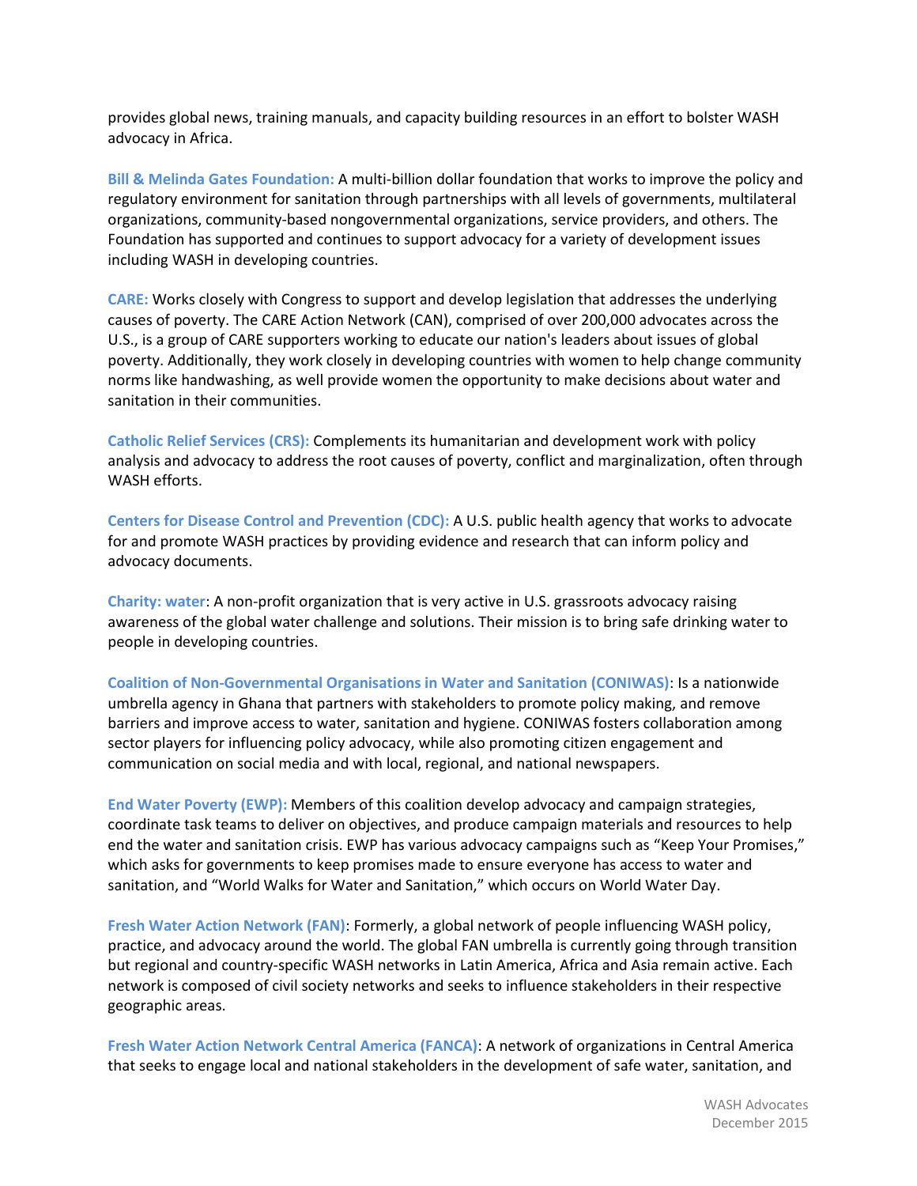provides global news, training manuals, and capacity building resources in an effort to bolster WASH advocacy in Africa.

**Bill & Melinda Gates Foundation:** A multi-billion dollar foundation that works to improve the policy and regulatory environment for sanitation through partnerships with all levels of governments, multilateral organizations, community-based nongovernmental organizations, service providers, and others. The Foundation has supported and continues to support advocacy for a variety of development issues including WASH in developing countries.

**CARE:** Works closely with Congress to support and develop legislation that addresses the underlying causes of poverty. The CARE Action Network (CAN), comprised of over 200,000 advocates across the U.S., is a group of CARE supporters working to educate our nation's leaders about issues of global poverty. Additionally, they work closely in developing countries with women to help change community norms like handwashing, as well provide women the opportunity to make decisions about water and sanitation in their communities.

**Catholic Relief Services (CRS):** Complements its humanitarian and development work with policy analysis and advocacy to address the root causes of poverty, conflict and marginalization, often through WASH efforts.

**Centers for Disease Control and Prevention (CDC):** A U.S. public health agency that works to advocate for and promote WASH practices by providing evidence and research that can inform policy and advocacy documents.

**Charity: water**: A non-profit organization that is very active in U.S. grassroots advocacy raising awareness of the global water challenge and solutions. Their mission is to bring safe drinking water to people in developing countries.

**Coalition of Non-Governmental Organisations in Water and Sanitation (CONIWAS)**: Is a nationwide umbrella agency in Ghana that partners with stakeholders to promote policy making, and remove barriers and improve access to water, sanitation and hygiene. CONIWAS fosters collaboration among sector players for influencing policy advocacy, while also promoting citizen engagement and communication on social media and with local, regional, and national newspapers.

**End Water Poverty (EWP):** Members of this coalition develop advocacy and campaign strategies, coordinate task teams to deliver on objectives, and produce campaign materials and resources to help end the water and sanitation crisis. EWP has various advocacy campaigns such as "Keep Your Promises," which asks for governments to keep promises made to ensure everyone has access to water and sanitation, and "World Walks for Water and Sanitation," which occurs on World Water Day.

**Fresh Water Action Network (FAN)**: Formerly, a global network of people influencing WASH policy, practice, and advocacy around the world. The global FAN umbrella is currently going through transition but regional and country-specific WASH networks in Latin America, Africa and Asia remain active. Each network is composed of civil society networks and seeks to influence stakeholders in their respective geographic areas.

**Fresh Water Action Network Central America (FANCA)**: A network of organizations in Central America that seeks to engage local and national stakeholders in the development of safe water, sanitation, and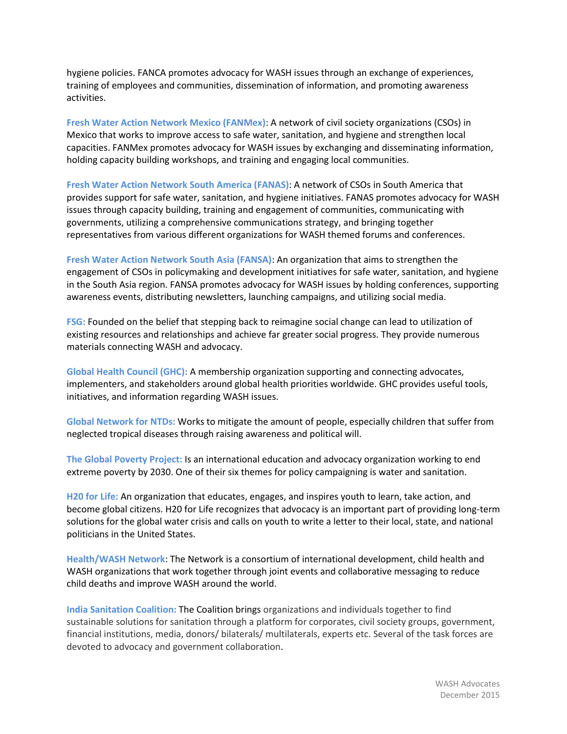hygiene policies. FANCA promotes advocacy for WASH issues through an exchange of experiences, training of employees and communities, dissemination of information, and promoting awareness activities.

**Fresh Water Action Network Mexico (FANMex)**: A network of civil society organizations (CSOs) in Mexico that works to improve access to safe water, sanitation, and hygiene and strengthen local capacities. FANMex promotes advocacy for WASH issues by exchanging and disseminating information, holding capacity building workshops, and training and engaging local communities.

**Fresh Water Action Network South America (FANAS)**: A network of CSOs in South America that provides support for safe water, sanitation, and hygiene initiatives. FANAS promotes advocacy for WASH issues through capacity building, training and engagement of communities, communicating with governments, utilizing a comprehensive communications strategy, and bringing together representatives from various different organizations for WASH themed forums and conferences.

**Fresh Water Action Network South Asia (FANSA)**: An organization that aims to strengthen the engagement of CSOs in policymaking and development initiatives for safe water, sanitation, and hygiene in the South Asia region. FANSA promotes advocacy for WASH issues by holding conferences, supporting awareness events, distributing newsletters, launching campaigns, and utilizing social media.

**FSG:** Founded on the belief that stepping back to reimagine social change can lead to utilization of existing resources and relationships and achieve far greater social progress. They provide numerous materials connecting WASH and advocacy.

**Global Health Council (GHC):** A membership organization supporting and connecting advocates, implementers, and stakeholders around global health priorities worldwide. GHC provides useful tools, initiatives, and information regarding WASH issues.

**Global Network for NTDs:** Works to mitigate the amount of people, especially children that suffer from neglected tropical diseases through raising awareness and political will.

**The Global Poverty Project:** Is an international education and advocacy organization working to end extreme poverty by 2030. One of their six themes for policy campaigning is water and sanitation.

**H20 for Life:** An organization that educates, engages, and inspires youth to learn, take action, and become global citizens. H20 for Life recognizes that advocacy is an important part of providing long-term solutions for the global water crisis and calls on youth to write a letter to their local, state, and national politicians in the United States.

**Health/WASH Network**: The Network is a consortium of international development, child health and WASH organizations that work together through joint events and collaborative messaging to reduce child deaths and improve WASH around the world.

**India Sanitation Coalition:** The Coalition brings organizations and individuals together to find sustainable solutions for sanitation through a platform for corporates, civil society groups, government, financial institutions, media, donors/ bilaterals/ multilaterals, experts etc. Several of the task forces are devoted to advocacy and government collaboration.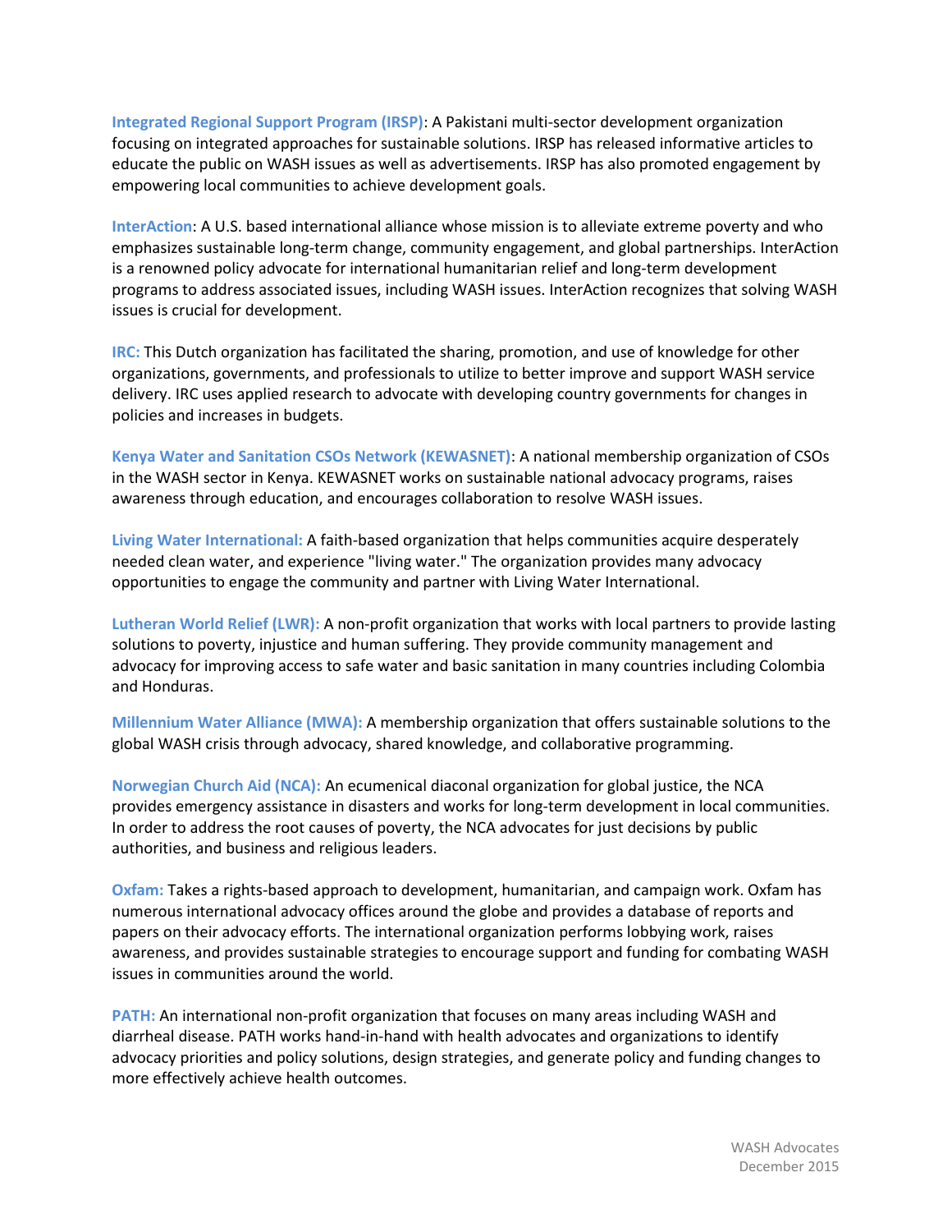**Integrated Regional Support Program (IRSP)**: A Pakistani multi-sector development organization focusing on integrated approaches for sustainable solutions. IRSP has released informative articles to educate the public on WASH issues as well as advertisements. IRSP has also promoted engagement by empowering local communities to achieve development goals.

**InterAction**: A U.S. based international alliance whose mission is to alleviate extreme poverty and who emphasizes sustainable long-term change, community engagement, and global partnerships. InterAction is a renowned policy advocate for international humanitarian relief and long-term development programs to address associated issues, including WASH issues. InterAction recognizes that solving WASH issues is crucial for development.

**IRC:** This Dutch organization has facilitated the sharing, promotion, and use of knowledge for other organizations, governments, and professionals to utilize to better improve and support WASH service delivery. IRC uses applied research to advocate with developing country governments for changes in policies and increases in budgets.

**Kenya Water and Sanitation CSOs Network (KEWASNET)**: A national membership organization of CSOs in the WASH sector in Kenya. KEWASNET works on sustainable national advocacy programs, raises awareness through education, and encourages collaboration to resolve WASH issues.

**Living Water International:** A faith-based organization that helps communities acquire desperately needed clean water, and experience "living water." The organization provides many advocacy opportunities to engage the community and partner with Living Water International.

**Lutheran World Relief (LWR):** A non-profit organization that works with local partners to provide lasting solutions to poverty, injustice and human suffering. They provide community management and advocacy for improving access to safe water and basic sanitation in many countries including Colombia and Honduras.

**Millennium Water Alliance (MWA):** A membership organization that offers sustainable solutions to the global WASH crisis through advocacy, shared knowledge, and collaborative programming.

**Norwegian Church Aid (NCA):** An ecumenical diaconal organization for global justice, the NCA provides emergency assistance in disasters and works for long-term development in local communities. In order to address the root causes of poverty, the NCA advocates for just decisions by public authorities, and business and religious leaders.

**Oxfam:** Takes a rights-based approach to development, humanitarian, and campaign work. Oxfam has numerous international advocacy offices around the globe and provides a database of reports and papers on their advocacy efforts. The international organization performs lobbying work, raises awareness, and provides sustainable strategies to encourage support and funding for combating WASH issues in communities around the world.

**PATH:** An international non-profit organization that focuses on many areas including WASH and diarrheal disease. PATH works hand-in-hand with health advocates and organizations to identify advocacy priorities and policy solutions, design strategies, and generate policy and funding changes to more effectively achieve health outcomes.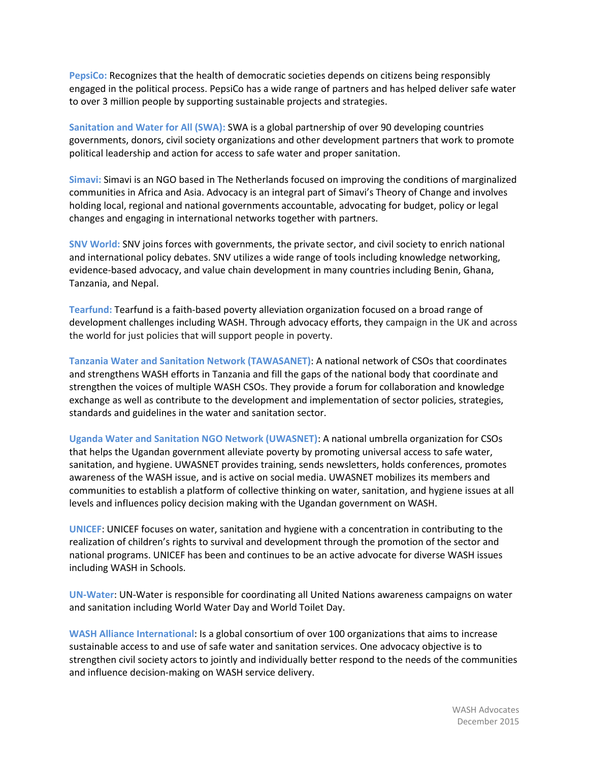**PepsiCo:** Recognizes that the health of democratic societies depends on citizens being responsibly engaged in the political process. PepsiCo has a wide range of partners and has helped deliver safe water to over 3 million people by supporting sustainable projects and strategies.

**Sanitation and Water for All (SWA):** SWA is a global partnership of over 90 developing countries governments, donors, civil society organizations and other development partners that work to promote political leadership and action for access to safe water and proper sanitation.

**Simavi:** Simavi is an NGO based in The Netherlands focused on improving the conditions of marginalized communities in Africa and Asia. Advocacy is an integral part of Simavi's Theory of Change and involves holding local, regional and national governments accountable, advocating for budget, policy or legal changes and engaging in international networks together with partners.

**SNV World:** SNV joins forces with governments, the private sector, and civil society to enrich national and international policy debates. SNV utilizes a wide range of tools including knowledge networking, evidence-based advocacy, and value chain development in many countries including Benin, Ghana, Tanzania, and Nepal.

**Tearfund:** Tearfund is a faith-based poverty alleviation organization focused on a broad range of development challenges including WASH. Through advocacy efforts, they campaign in the UK and across the world for just policies that will support people in poverty.

**Tanzania Water and Sanitation Network (TAWASANET)**: A national network of CSOs that coordinates and strengthens WASH efforts in Tanzania and fill the gaps of the national body that coordinate and strengthen the voices of multiple WASH CSOs. They provide a forum for collaboration and knowledge exchange as well as contribute to the development and implementation of sector policies, strategies, standards and guidelines in the water and sanitation sector.

**Uganda Water and Sanitation NGO Network (UWASNET)**: A national umbrella organization for CSOs that helps the Ugandan government alleviate poverty by promoting universal access to safe water, sanitation, and hygiene. UWASNET provides training, sends newsletters, holds conferences, promotes awareness of the WASH issue, and is active on social media. UWASNET mobilizes its members and communities to establish a platform of collective thinking on water, sanitation, and hygiene issues at all levels and influences policy decision making with the Ugandan government on WASH.

**UNICEF**: UNICEF focuses on water, sanitation and hygiene with a concentration in contributing to the realization of children's rights to survival and development through the promotion of the sector and national programs. UNICEF has been and continues to be an active advocate for diverse WASH issues including WASH in Schools.

**UN-Water**: UN-Water is responsible for coordinating all United Nations awareness campaigns on water and sanitation including World Water Day and World Toilet Day.

**WASH Alliance International**: Is a global consortium of over 100 organizations that aims to increase sustainable access to and use of safe water and sanitation services. One advocacy objective is to strengthen civil society actors to jointly and individually better respond to the needs of the communities and influence decision-making on WASH service delivery.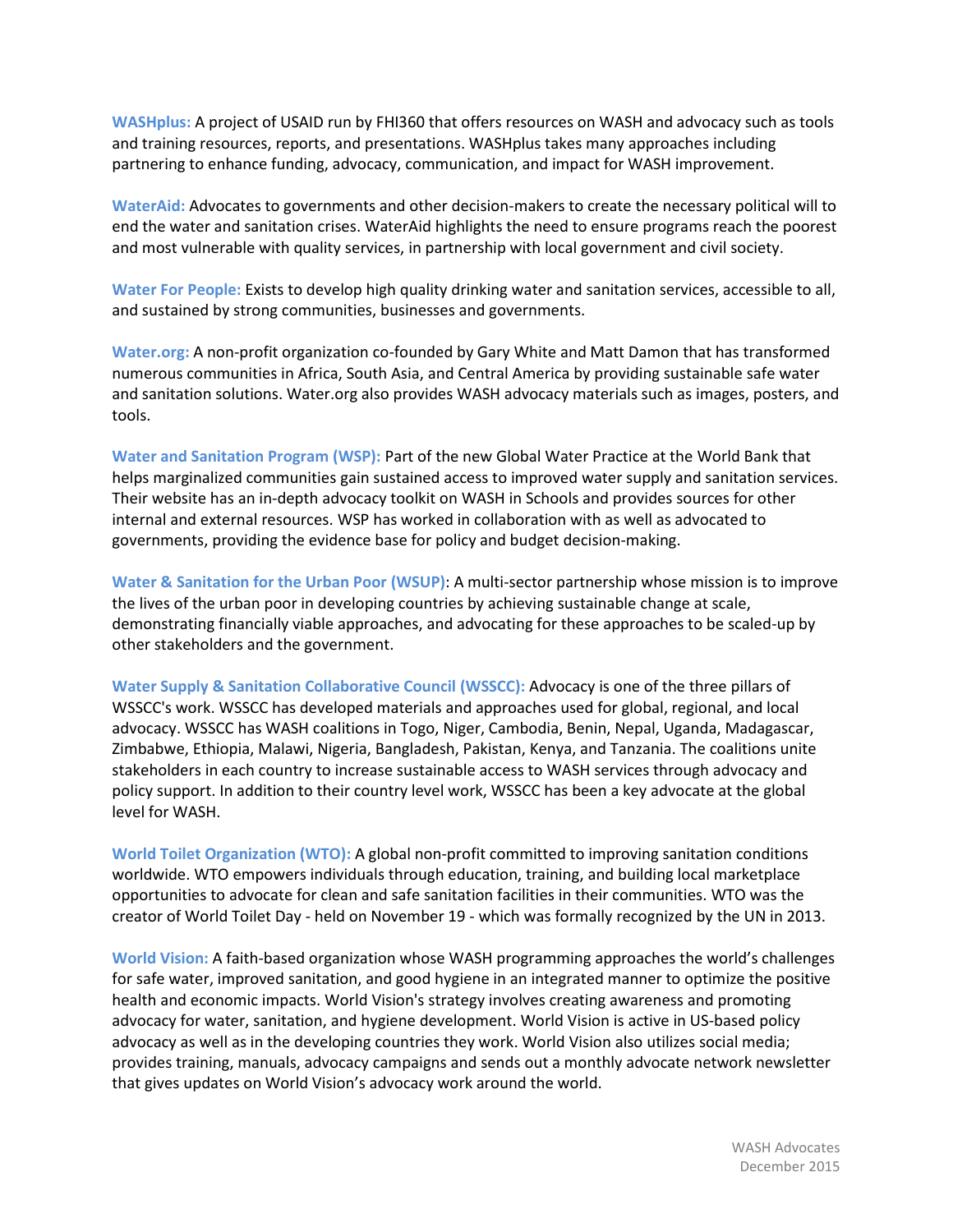**WASHplus:** A project of USAID run by FHI360 that offers resources on WASH and advocacy such as tools and training resources, reports, and presentations. WASHplus takes many approaches including partnering to enhance funding, advocacy, communication, and impact for WASH improvement.

**WaterAid:** Advocates to governments and other decision-makers to create the necessary political will to end the water and sanitation crises. WaterAid highlights the need to ensure programs reach the poorest and most vulnerable with quality services, in partnership with local government and civil society.

**Water For People:** Exists to develop high quality drinking water and sanitation services, accessible to all, and sustained by strong communities, businesses and governments.

**Water.org:** A non-profit organization co-founded by Gary White and Matt Damon that has transformed numerous communities in Africa, South Asia, and Central America by providing sustainable safe water and sanitation solutions. Water.org also provides WASH advocacy materials such as images, posters, and tools.

**Water and Sanitation Program (WSP):** Part of the new Global Water Practice at the World Bank that helps marginalized communities gain sustained access to improved water supply and sanitation services. Their website has an in-depth advocacy toolkit on WASH in Schools and provides sources for other internal and external resources. WSP has worked in collaboration with as well as advocated to governments, providing the evidence base for policy and budget decision-making.

**Water & Sanitation for the Urban Poor (WSUP)**: A multi-sector partnership whose mission is to improve the lives of the urban poor in developing countries by achieving sustainable change at scale, demonstrating financially viable approaches, and advocating for these approaches to be scaled-up by other stakeholders and the government.

**Water Supply & Sanitation Collaborative Council (WSSCC):** Advocacy is one of the three pillars of WSSCC's work. WSSCC has developed materials and approaches used for global, regional, and local advocacy. WSSCC has WASH coalitions in Togo, Niger, Cambodia, Benin, Nepal, Uganda, Madagascar, Zimbabwe, Ethiopia, Malawi, Nigeria, Bangladesh, Pakistan, Kenya, and Tanzania. The coalitions unite stakeholders in each country to increase sustainable access to WASH services through advocacy and policy support. In addition to their country level work, WSSCC has been a key advocate at the global level for WASH.

**World Toilet Organization (WTO):** A global non-profit committed to improving sanitation conditions worldwide. WTO empowers individuals through education, training, and building local marketplace opportunities to advocate for clean and safe sanitation facilities in their communities. WTO was the creator of World Toilet Day - held on November 19 - which was formally recognized by the UN in 2013.

**World Vision:** A faith-based organization whose WASH programming approaches the world's challenges for safe water, improved sanitation, and good hygiene in an integrated manner to optimize the positive health and economic impacts. World Vision's strategy involves creating awareness and promoting advocacy for water, sanitation, and hygiene development. World Vision is active in US-based policy advocacy as well as in the developing countries they work. World Vision also utilizes social media; provides training, manuals, advocacy campaigns and sends out a monthly advocate network newsletter that gives updates on World Vision's advocacy work around the world.